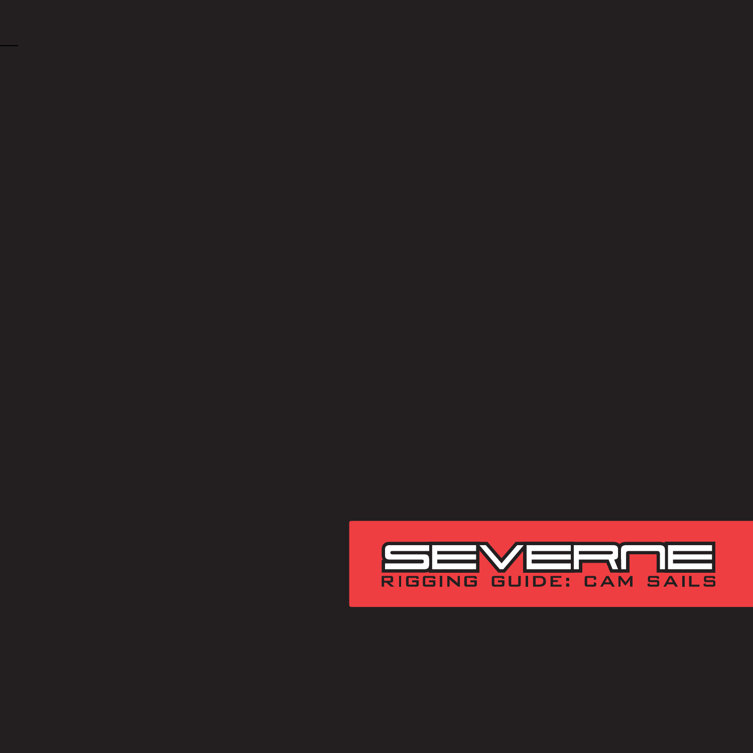# SEVERNE

## RIGGING GUIDE: CAM SAILS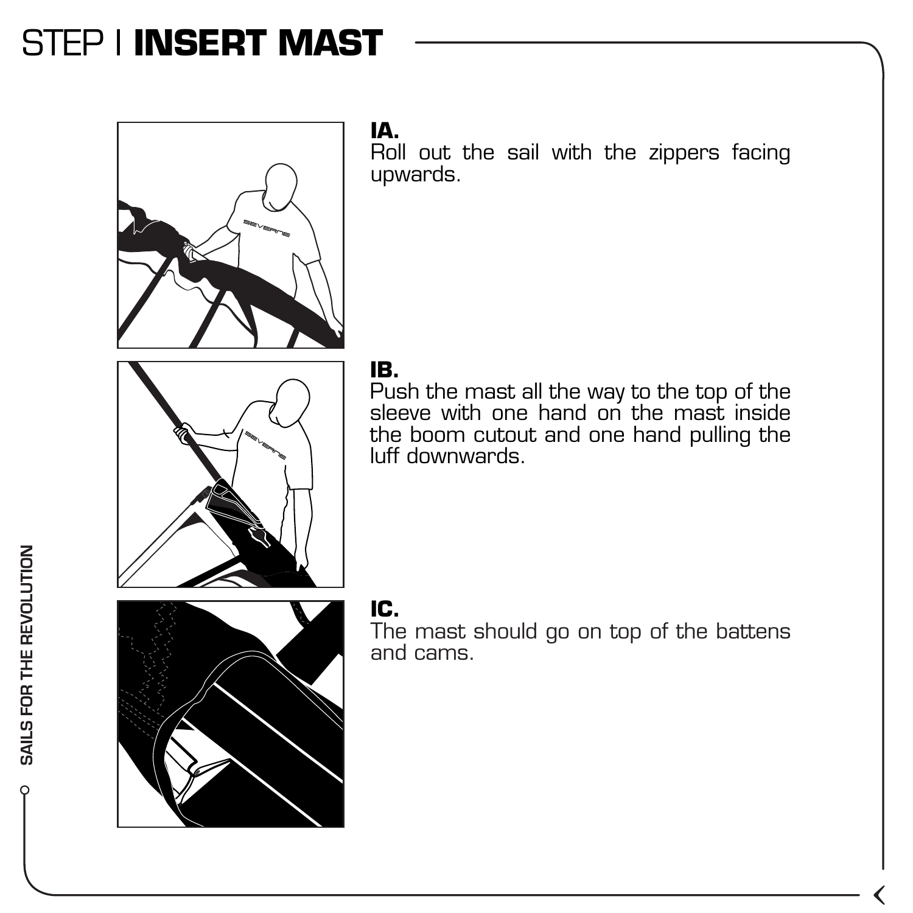# STEP I **INSERT MAST**

**IA.**
Roll out the sail with the zippers facing upwards.

**IB.**
Push the mast all the way to the top of the sleeve with one hand on the mast inside the boom cutout and one hand pulling the luff downwards.

**IC.**
The mast should go on top of the battens and cams.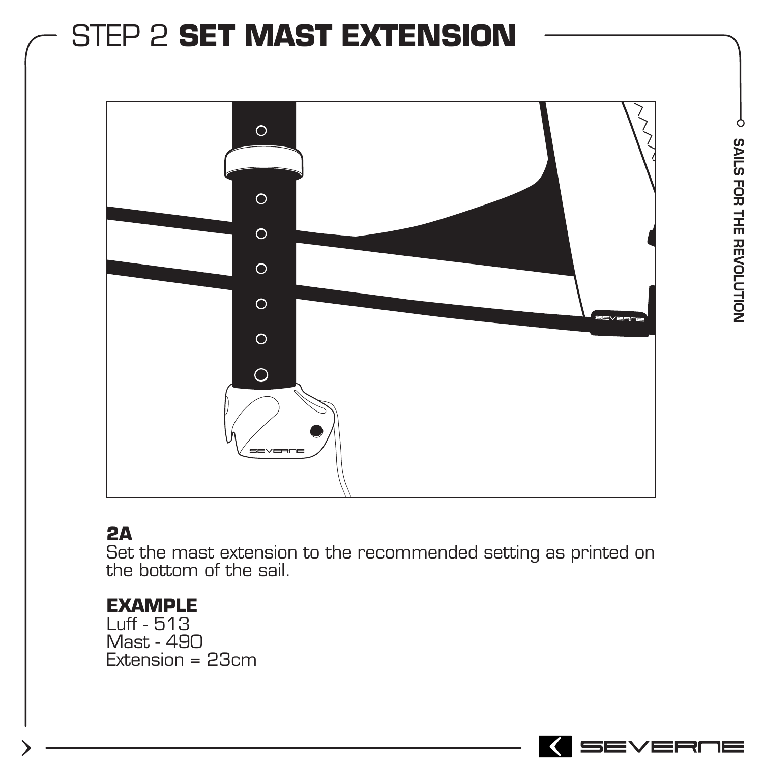# STEP 2 **SET MAST EXTENSION**

**2A**
Set the mast extension to the recommended setting as printed on the bottom of the sail.

**EXAMPLE**
Luff - 513
Mast - 490
Extension = 23cm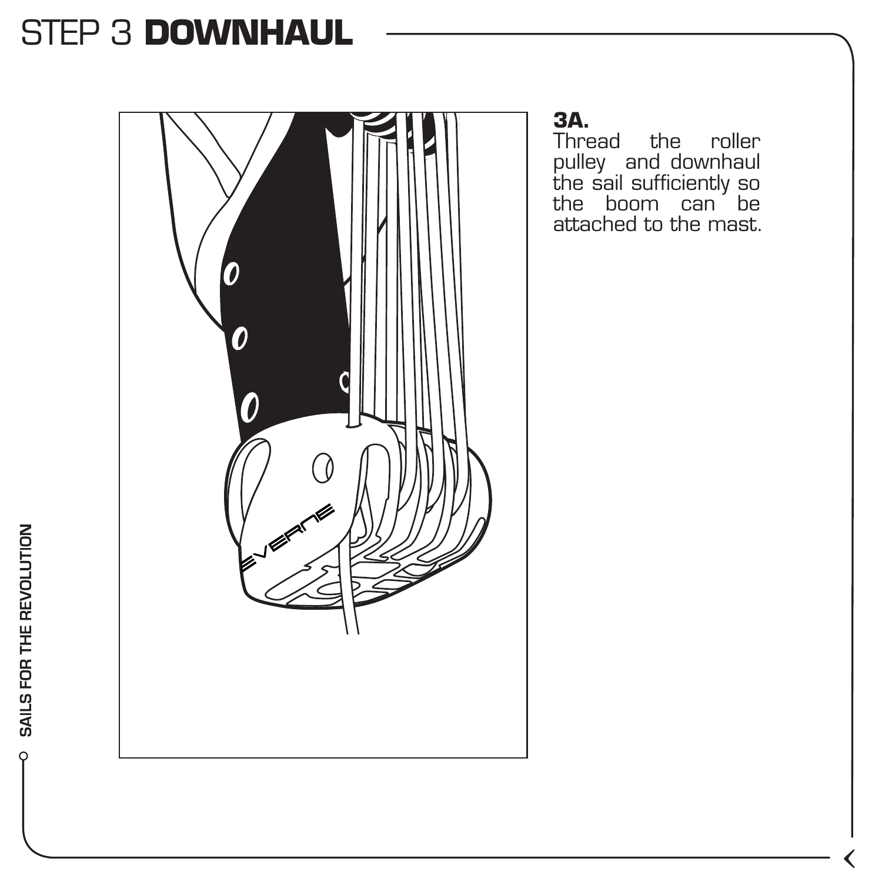# STEP 3 **DOWNHAUL**

**3A.**
Thread the roller pulley and downhaul the sail sufficiently so the boom can be attached to the mast.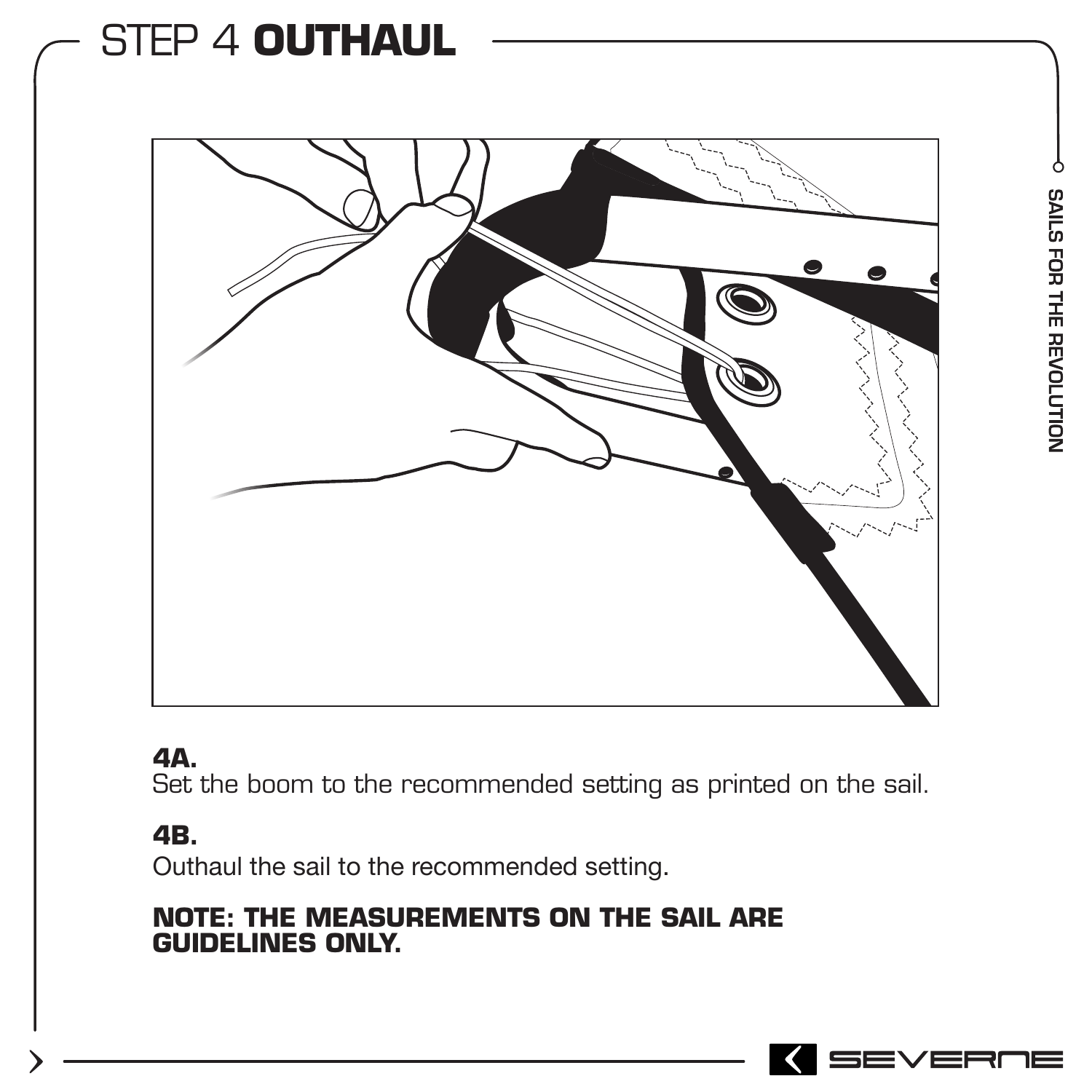# STEP 4 **OUTHAUL**

**4A.**
Set the boom to the recommended setting as printed on the sail.

**4B.**
Outhaul the sail to the recommended setting.

**NOTE: THE MEASUREMENTS ON THE SAIL ARE GUIDELINES ONLY.**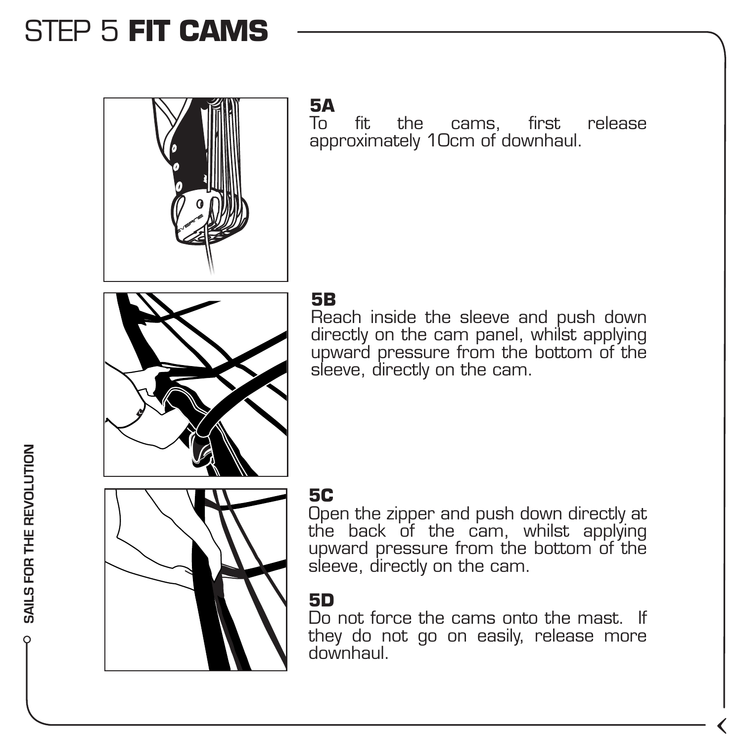# STEP 5 **FIT CAMS**

### 5A

To fit the cams, first release approximately 10cm of downhaul.

### 5B

Reach inside the sleeve and push down directly on the cam panel, whilst applying upward pressure from the bottom of the sleeve, directly on the cam.

### 5C

Open the zipper and push down directly at the back of the cam, whilst applying upward pressure from the bottom of the sleeve, directly on the cam.

### 5D

Do not force the cams onto the mast. If they do not go on easily, release more downhaul.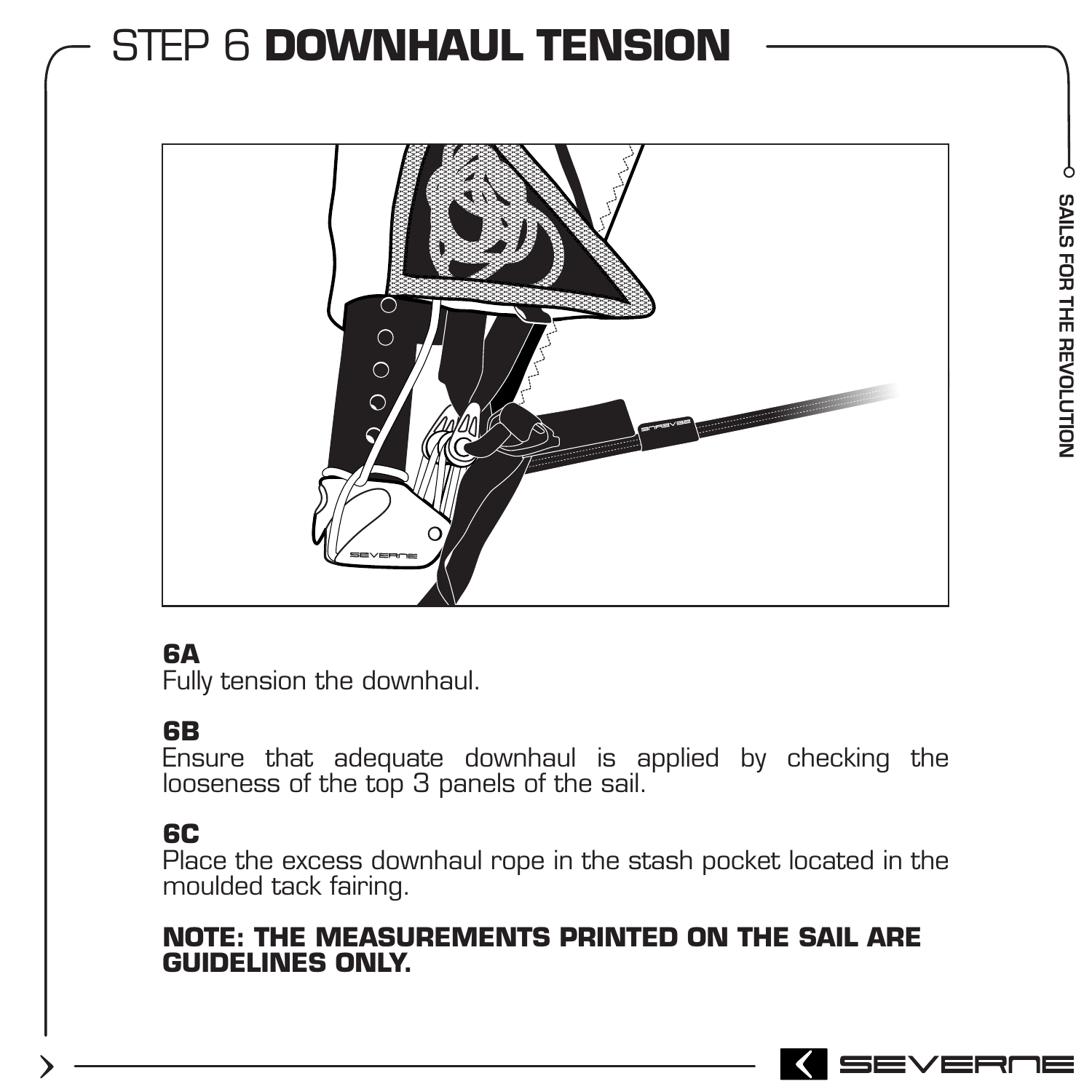# STEP 6 **DOWNHAUL TENSION**

**6A**
Fully tension the downhaul.

**6B**
Ensure that adequate downhaul is applied by checking the looseness of the top 3 panels of the sail.

**6C**
Place the excess downhaul rope in the stash pocket located in the moulded tack fairing.

**NOTE: THE MEASUREMENTS PRINTED ON THE SAIL ARE GUIDELINES ONLY.**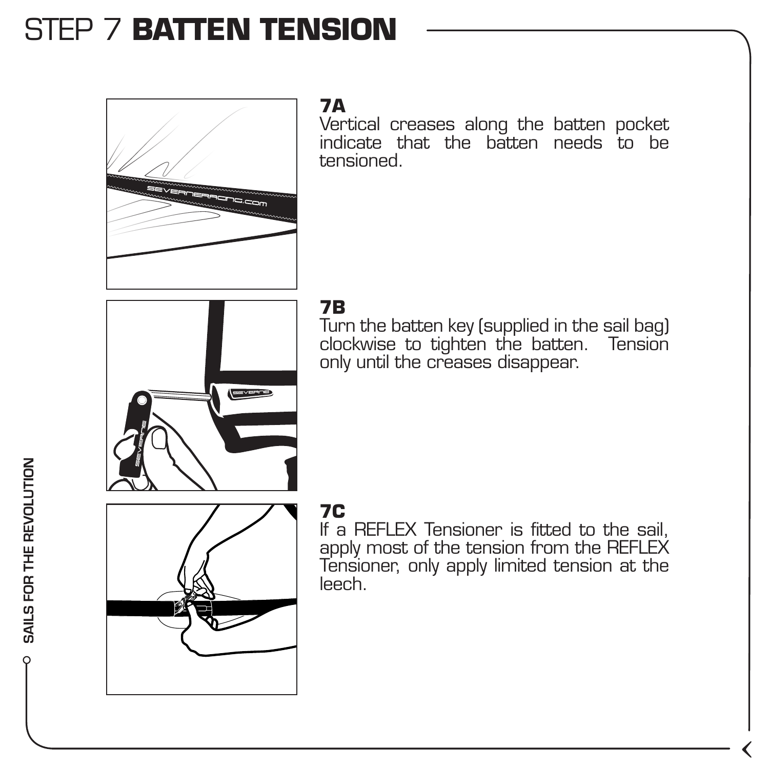# STEP 7 **BATTEN TENSION**

### 7A

Vertical creases along the batten pocket indicate that the batten needs to be tensioned.

### 7B

Turn the batten key (supplied in the sail bag) clockwise to tighten the batten. Tension only until the creases disappear.

### 7C

If a REFLEX Tensioner is fitted to the sail, apply most of the tension from the REFLEX Tensioner, only apply limited tension at the leech.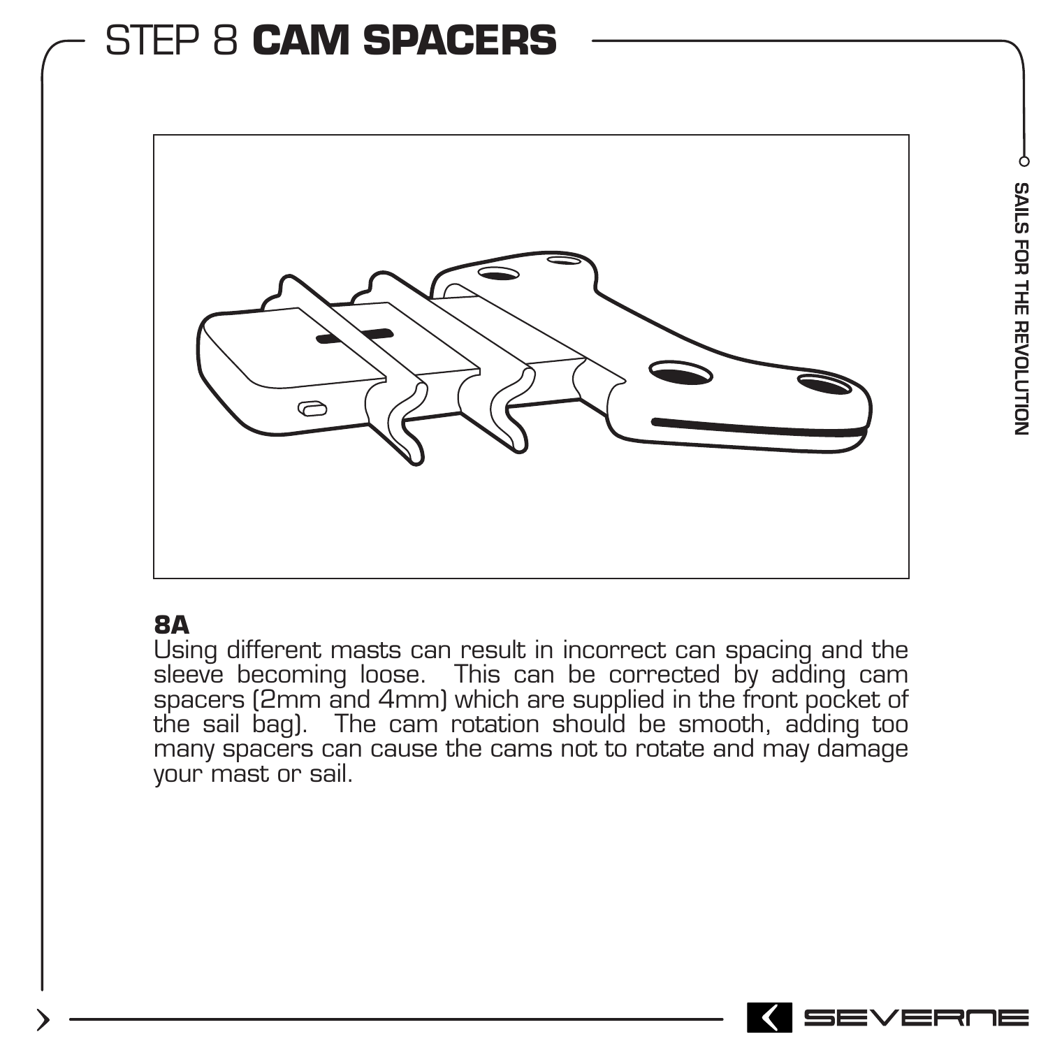# STEP 8 **CAM SPACERS**

**8A**

Using different masts can result in incorrect can spacing and the sleeve becoming loose. This can be corrected by adding cam spacers (2mm and 4mm) which are supplied in the front pocket of the sail bag). The cam rotation should be smooth, adding too many spacers can cause the cams not to rotate and may damage your mast or sail.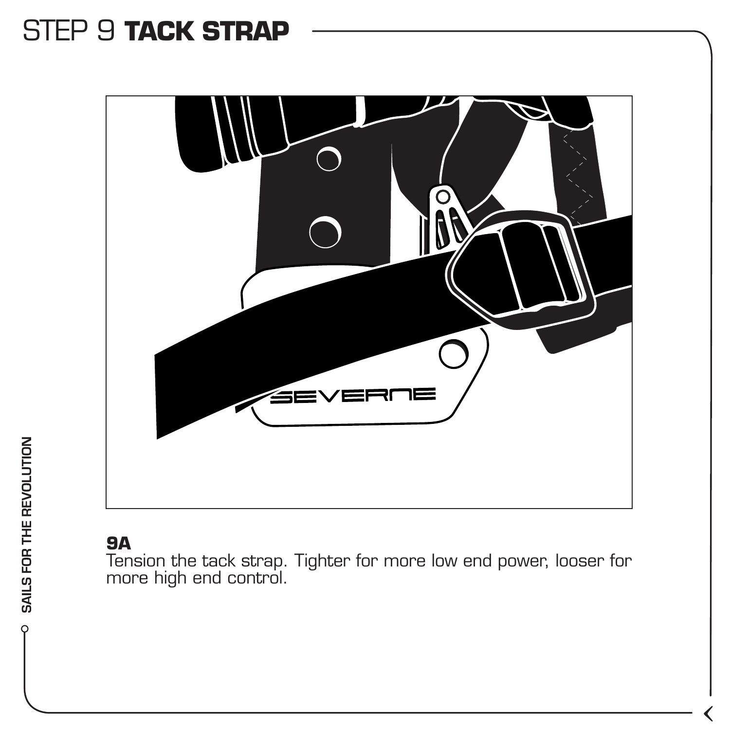# STEP 9 **TACK STRAP**

**9A**
Tension the tack strap. Tighter for more low end power, looser for more high end control.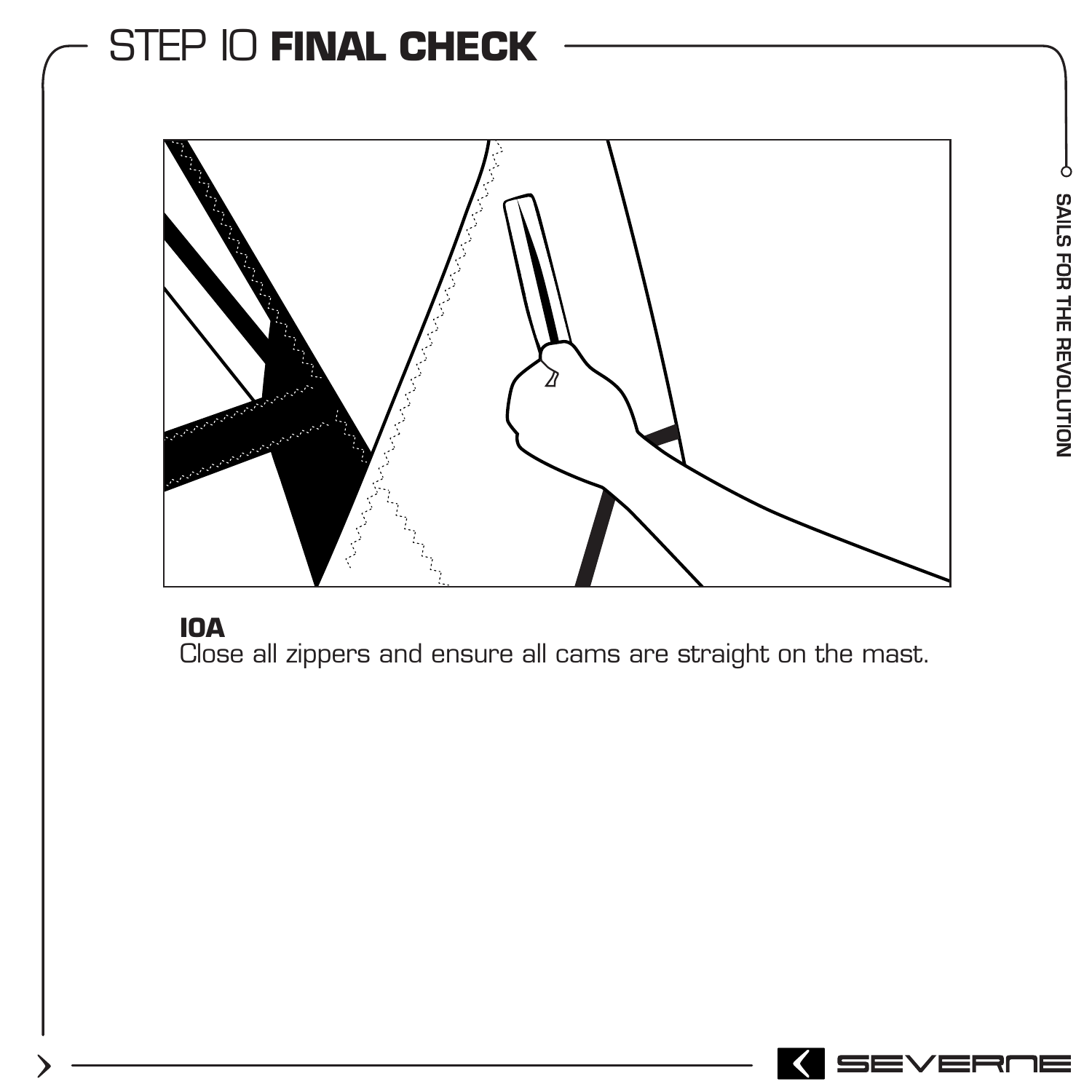# STEP 10 **FINAL CHECK**

**10A**
Close all zippers and ensure all cams are straight on the mast.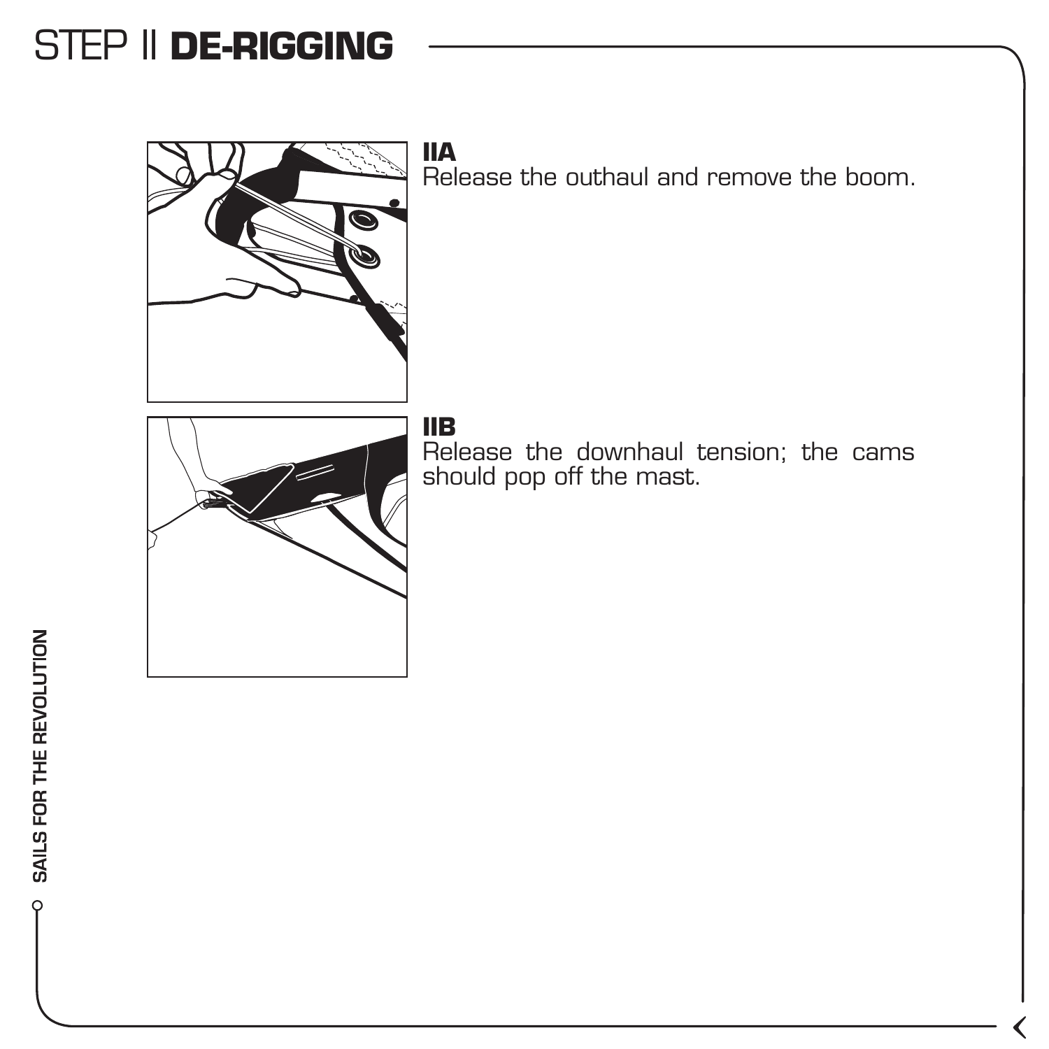# STEP II **DE-RIGGING**

**IIA**
Release the outhaul and remove the boom.

**IIB**
Release the downhaul tension; the cams should pop off the mast.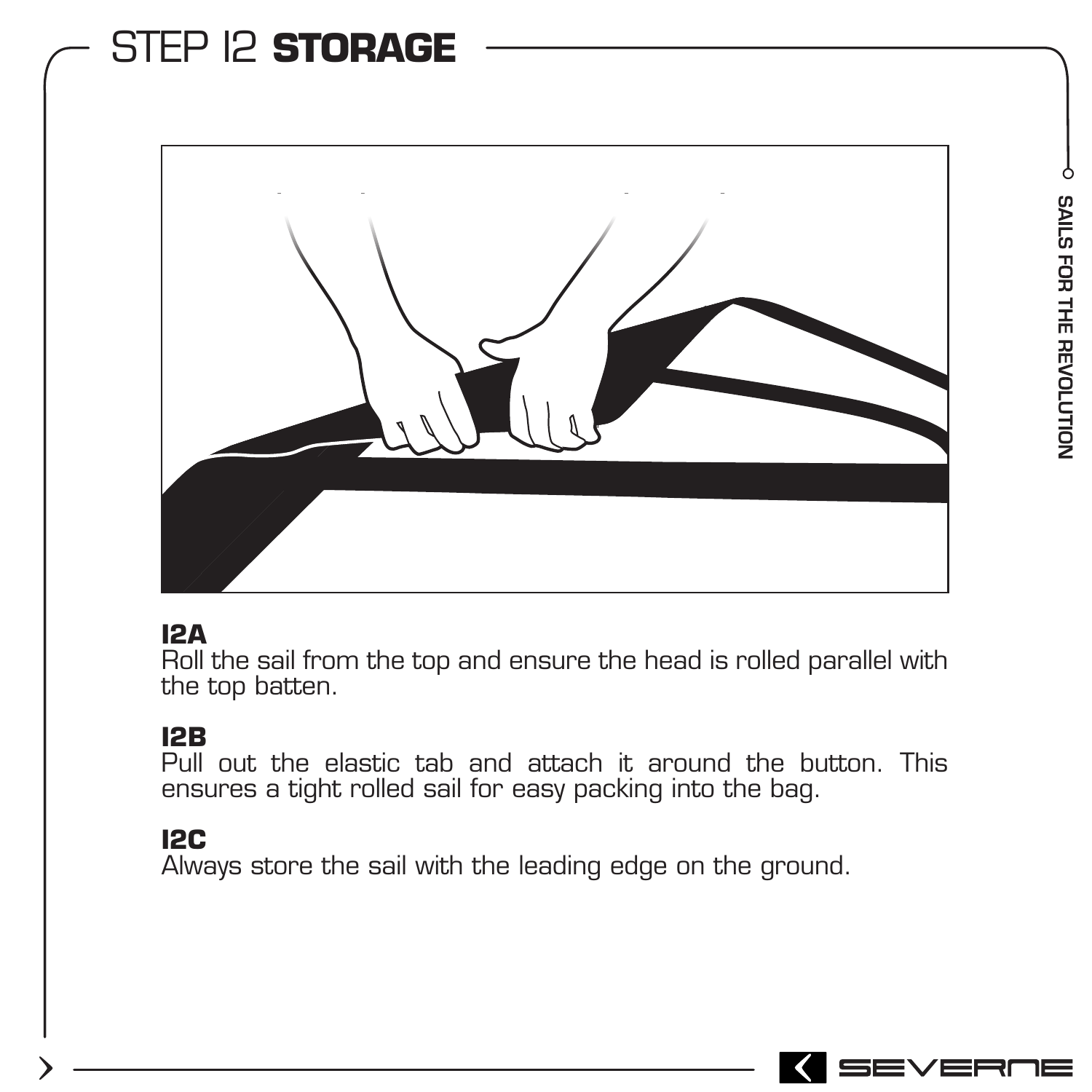# STEP 12 **STORAGE**

**12A**
Roll the sail from the top and ensure the head is rolled parallel with the top batten.

**12B**
Pull out the elastic tab and attach it around the button. This ensures a tight rolled sail for easy packing into the bag.

**12C**
Always store the sail with the leading edge on the ground.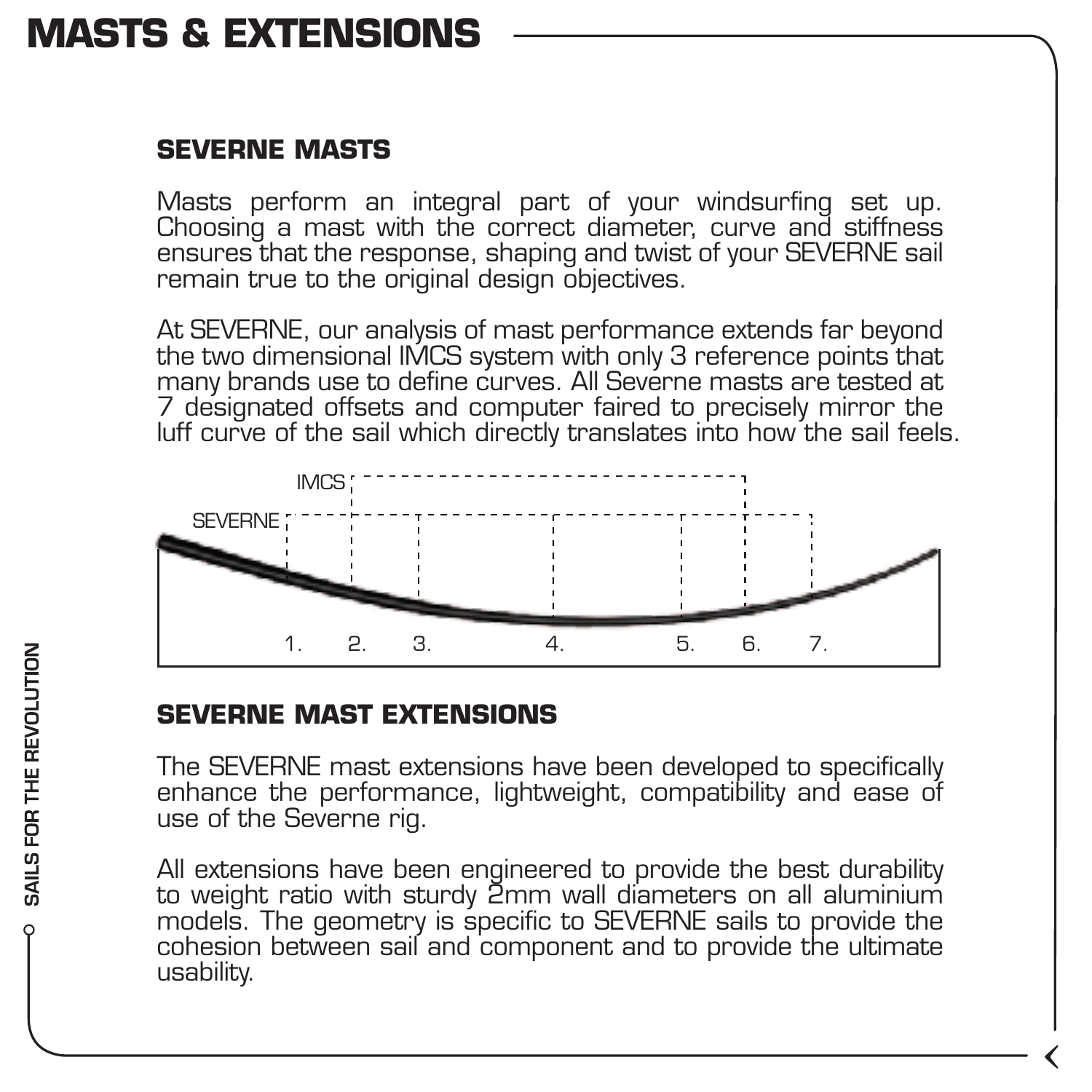# MASTS & EXTENSIONS

## SEVERNE MASTS

Masts perform an integral part of your windsurfing set up. Choosing a mast with the correct diameter, curve and stiffness ensures that the response, shaping and twist of your SEVERNE sail remain true to the original design objectives.

At SEVERNE, our analysis of mast performance extends far beyond the two dimensional IMCS system with only 3 reference points that many brands use to define curves. All Severne masts are tested at 7 designated offsets and computer faired to precisely mirror the luff curve of the sail which directly translates into how the sail feels.

IMCS

SEVERNE

1. 2. 3. 4. 5. 6. 7.

## SEVERNE MAST EXTENSIONS

The SEVERNE mast extensions have been developed to specifically enhance the performance, lightweight, compatibility and ease of use of the Severne rig.

All extensions have been engineered to provide the best durability to weight ratio with sturdy 2mm wall diameters on all aluminium models. The geometry is specific to SEVERNE sails to provide the cohesion between sail and component and to provide the ultimate usability.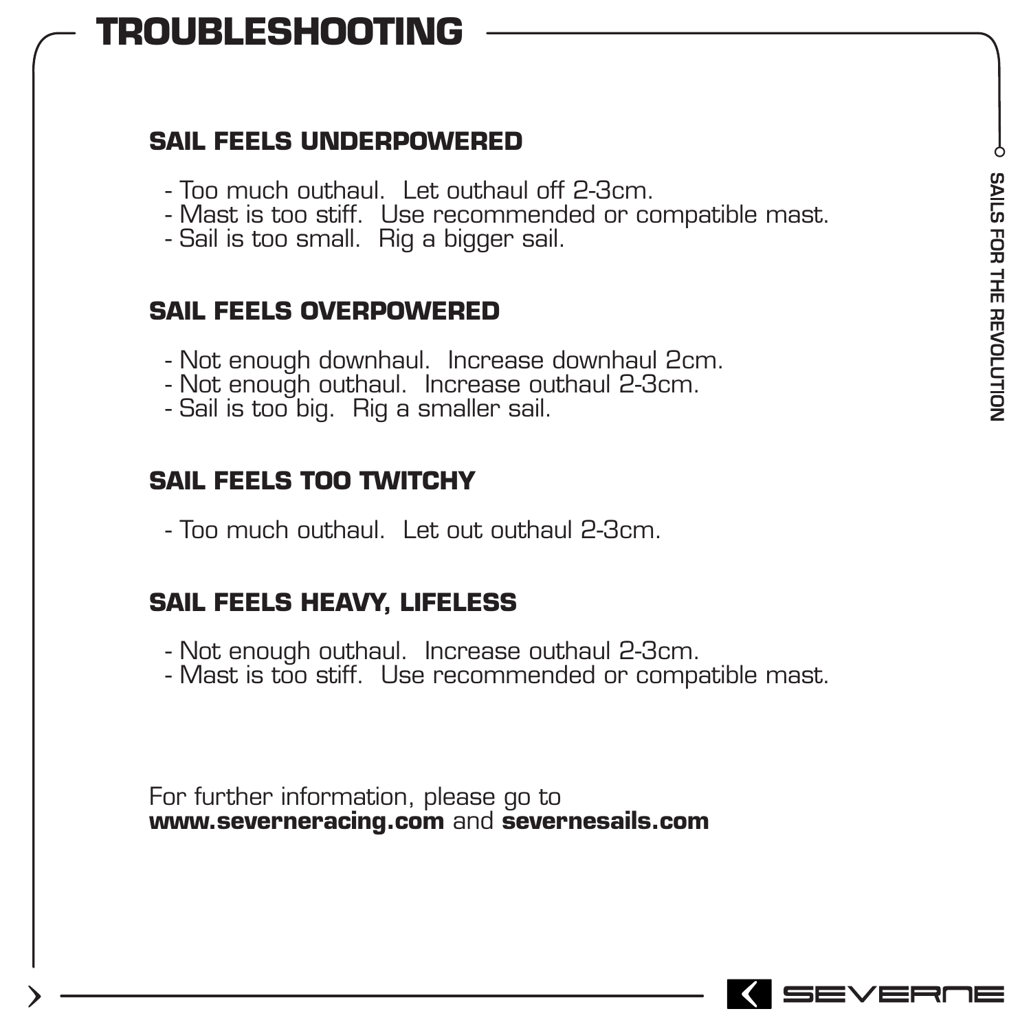# TROUBLESHOOTING

## SAIL FEELS UNDERPOWERED

- Too much outhaul.  Let outhaul off 2-3cm.
- Mast is too stiff.  Use recommended or compatible mast.
- Sail is too small.  Rig a bigger sail.

## SAIL FEELS OVERPOWERED

- Not enough downhaul.  Increase downhaul 2cm.
- Not enough outhaul.  Increase outhaul 2-3cm.
- Sail is too big.  Rig a smaller sail.

## SAIL FEELS TOO TWITCHY

- Too much outhaul.  Let out outhaul 2-3cm.

## SAIL FEELS HEAVY, LIFELESS

- Not enough outhaul.  Increase outhaul 2-3cm.
- Mast is too stiff.  Use recommended or compatible mast.

For further information, please go to
**www.severneracing.com** and **severnesails.com**

SAILS FOR THE REVOLUTION

SEVERNE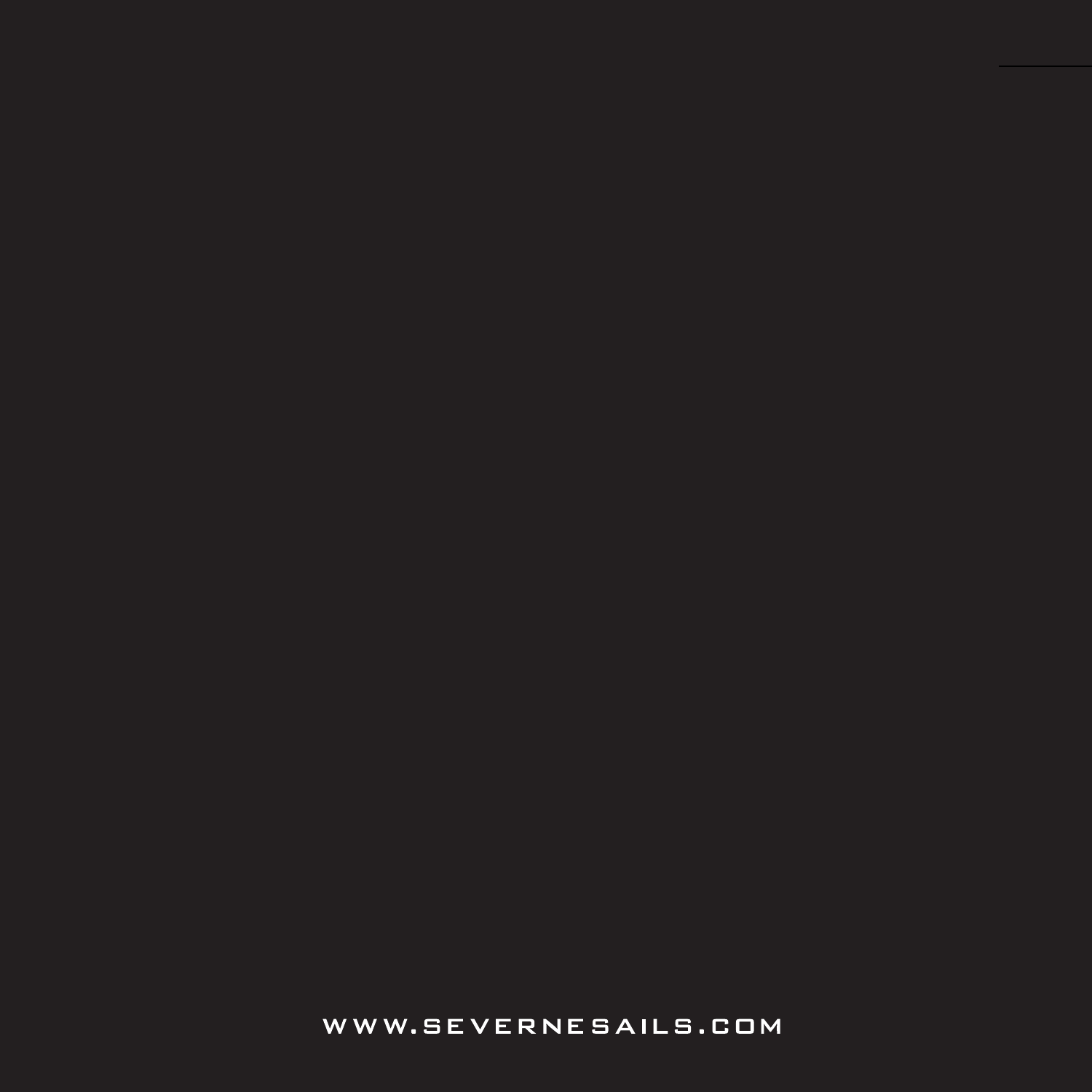WWW.SEVERNESAILS.COM